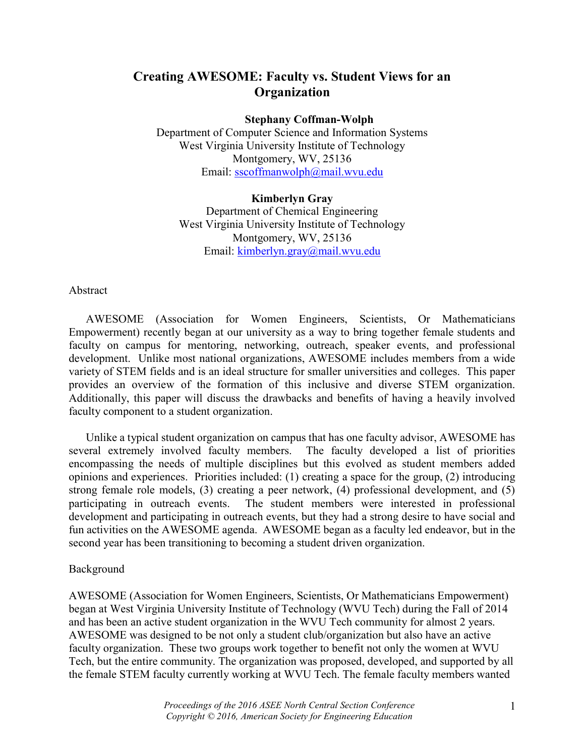# Creating AWESOME: Faculty vs. Student Views for an Organization

**Stephany Coffman-Wolph**
Department of Computer Science and Information Systems
West Virginia University Institute of Technology
Montgomery, WV, 25136
Email: sscoffmanwolph@mail.wvu.edu

**Kimberlyn Gray**
Department of Chemical Engineering
West Virginia University Institute of Technology
Montgomery, WV, 25136
Email: kimberlyn.gray@mail.wvu.edu

## Abstract

AWESOME (Association for Women Engineers, Scientists, Or Mathematicians Empowerment) recently began at our university as a way to bring together female students and faculty on campus for mentoring, networking, outreach, speaker events, and professional development. Unlike most national organizations, AWESOME includes members from a wide variety of STEM fields and is an ideal structure for smaller universities and colleges. This paper provides an overview of the formation of this inclusive and diverse STEM organization. Additionally, this paper will discuss the drawbacks and benefits of having a heavily involved faculty component to a student organization.

Unlike a typical student organization on campus that has one faculty advisor, AWESOME has several extremely involved faculty members. The faculty developed a list of priorities encompassing the needs of multiple disciplines but this evolved as student members added opinions and experiences. Priorities included: (1) creating a space for the group, (2) introducing strong female role models, (3) creating a peer network, (4) professional development, and (5) participating in outreach events. The student members were interested in professional development and participating in outreach events, but they had a strong desire to have social and fun activities on the AWESOME agenda. AWESOME began as a faculty led endeavor, but in the second year has been transitioning to becoming a student driven organization.

## Background

AWESOME (Association for Women Engineers, Scientists, Or Mathematicians Empowerment) began at West Virginia University Institute of Technology (WVU Tech) during the Fall of 2014 and has been an active student organization in the WVU Tech community for almost 2 years. AWESOME was designed to be not only a student club/organization but also have an active faculty organization. These two groups work together to benefit not only the women at WVU Tech, but the entire community. The organization was proposed, developed, and supported by all the female STEM faculty currently working at WVU Tech. The female faculty members wanted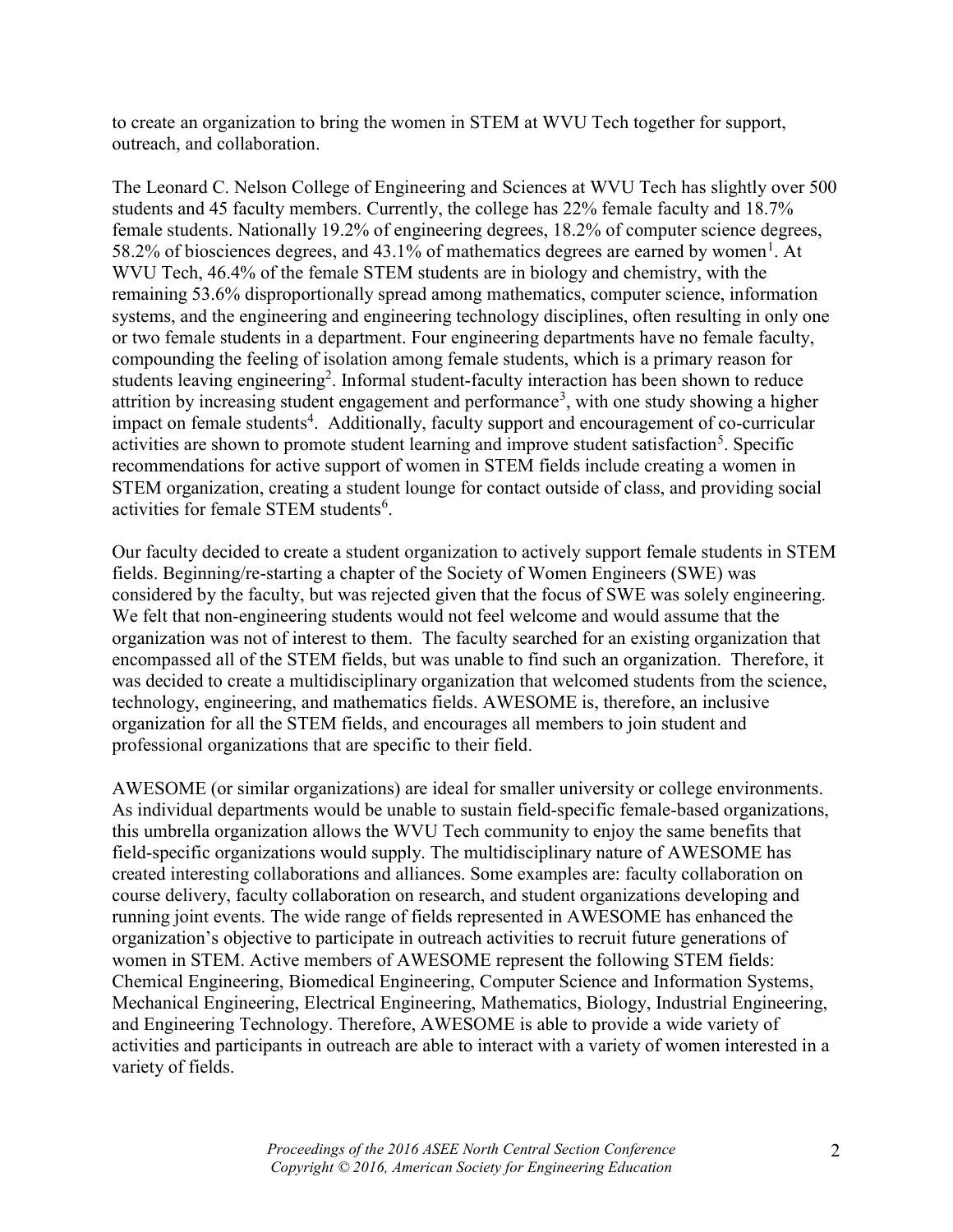to create an organization to bring the women in STEM at WVU Tech together for support, outreach, and collaboration.

The Leonard C. Nelson College of Engineering and Sciences at WVU Tech has slightly over 500 students and 45 faculty members. Currently, the college has 22% female faculty and 18.7% female students. Nationally 19.2% of engineering degrees, 18.2% of computer science degrees, 58.2% of biosciences degrees, and 43.1% of mathematics degrees are earned by women[1]. At WVU Tech, 46.4% of the female STEM students are in biology and chemistry, with the remaining 53.6% disproportionally spread among mathematics, computer science, information systems, and the engineering and engineering technology disciplines, often resulting in only one or two female students in a department. Four engineering departments have no female faculty, compounding the feeling of isolation among female students, which is a primary reason for students leaving engineering[2]. Informal student-faculty interaction has been shown to reduce attrition by increasing student engagement and performance[3], with one study showing a higher impact on female students[4]. Additionally, faculty support and encouragement of co-curricular activities are shown to promote student learning and improve student satisfaction[5]. Specific recommendations for active support of women in STEM fields include creating a women in STEM organization, creating a student lounge for contact outside of class, and providing social activities for female STEM students[6].

Our faculty decided to create a student organization to actively support female students in STEM fields. Beginning/re-starting a chapter of the Society of Women Engineers (SWE) was considered by the faculty, but was rejected given that the focus of SWE was solely engineering. We felt that non-engineering students would not feel welcome and would assume that the organization was not of interest to them. The faculty searched for an existing organization that encompassed all of the STEM fields, but was unable to find such an organization. Therefore, it was decided to create a multidisciplinary organization that welcomed students from the science, technology, engineering, and mathematics fields. AWESOME is, therefore, an inclusive organization for all the STEM fields, and encourages all members to join student and professional organizations that are specific to their field.

AWESOME (or similar organizations) are ideal for smaller university or college environments. As individual departments would be unable to sustain field-specific female-based organizations, this umbrella organization allows the WVU Tech community to enjoy the same benefits that field-specific organizations would supply. The multidisciplinary nature of AWESOME has created interesting collaborations and alliances. Some examples are: faculty collaboration on course delivery, faculty collaboration on research, and student organizations developing and running joint events. The wide range of fields represented in AWESOME has enhanced the organization's objective to participate in outreach activities to recruit future generations of women in STEM. Active members of AWESOME represent the following STEM fields: Chemical Engineering, Biomedical Engineering, Computer Science and Information Systems, Mechanical Engineering, Electrical Engineering, Mathematics, Biology, Industrial Engineering, and Engineering Technology. Therefore, AWESOME is able to provide a wide variety of activities and participants in outreach are able to interact with a variety of women interested in a variety of fields.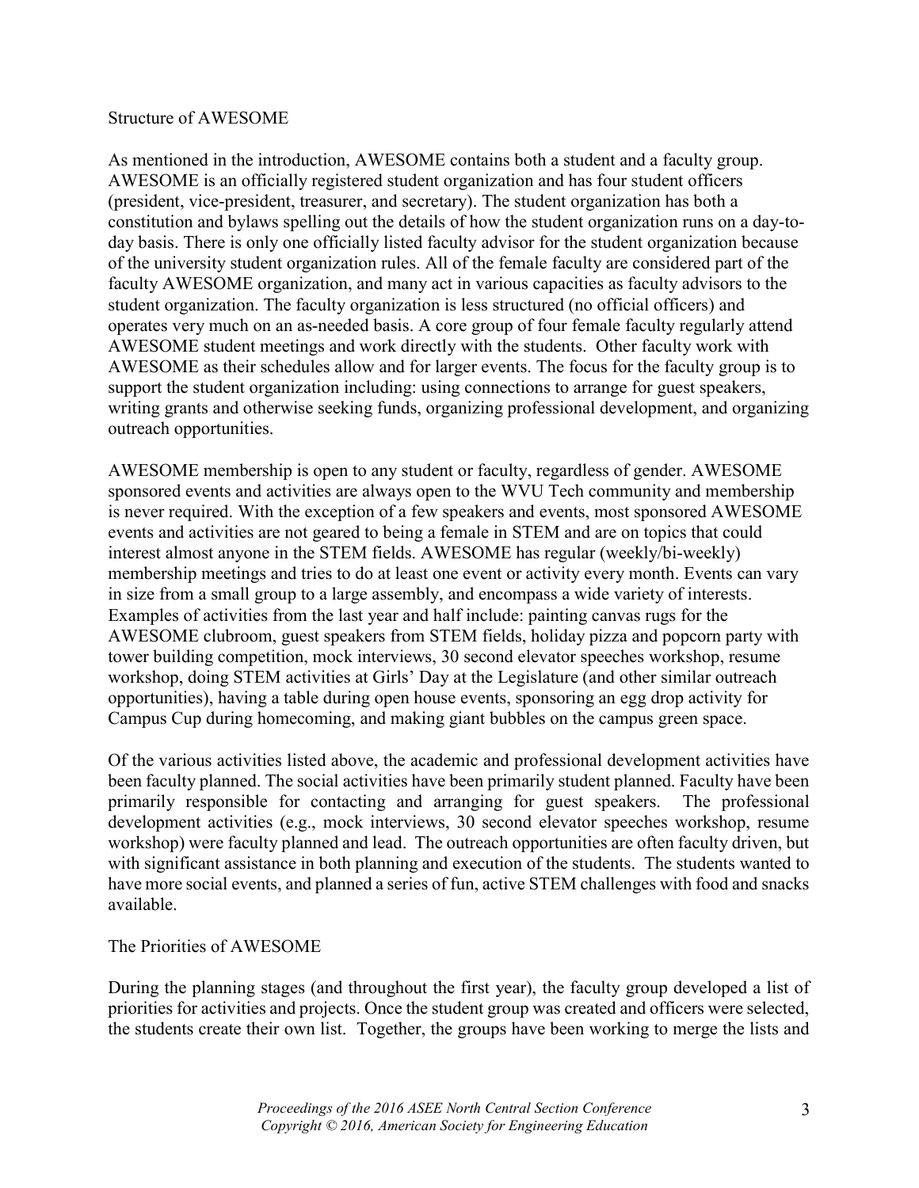## Structure of AWESOME

As mentioned in the introduction, AWESOME contains both a student and a faculty group. AWESOME is an officially registered student organization and has four student officers (president, vice-president, treasurer, and secretary). The student organization has both a constitution and bylaws spelling out the details of how the student organization runs on a day-to-day basis. There is only one officially listed faculty advisor for the student organization because of the university student organization rules. All of the female faculty are considered part of the faculty AWESOME organization, and many act in various capacities as faculty advisors to the student organization. The faculty organization is less structured (no official officers) and operates very much on an as-needed basis. A core group of four female faculty regularly attend AWESOME student meetings and work directly with the students. Other faculty work with AWESOME as their schedules allow and for larger events. The focus for the faculty group is to support the student organization including: using connections to arrange for guest speakers, writing grants and otherwise seeking funds, organizing professional development, and organizing outreach opportunities.

AWESOME membership is open to any student or faculty, regardless of gender. AWESOME sponsored events and activities are always open to the WVU Tech community and membership is never required. With the exception of a few speakers and events, most sponsored AWESOME events and activities are not geared to being a female in STEM and are on topics that could interest almost anyone in the STEM fields. AWESOME has regular (weekly/bi-weekly) membership meetings and tries to do at least one event or activity every month. Events can vary in size from a small group to a large assembly, and encompass a wide variety of interests. Examples of activities from the last year and half include: painting canvas rugs for the AWESOME clubroom, guest speakers from STEM fields, holiday pizza and popcorn party with tower building competition, mock interviews, 30 second elevator speeches workshop, resume workshop, doing STEM activities at Girls' Day at the Legislature (and other similar outreach opportunities), having a table during open house events, sponsoring an egg drop activity for Campus Cup during homecoming, and making giant bubbles on the campus green space.

Of the various activities listed above, the academic and professional development activities have been faculty planned. The social activities have been primarily student planned. Faculty have been primarily responsible for contacting and arranging for guest speakers. The professional development activities (e.g., mock interviews, 30 second elevator speeches workshop, resume workshop) were faculty planned and lead. The outreach opportunities are often faculty driven, but with significant assistance in both planning and execution of the students. The students wanted to have more social events, and planned a series of fun, active STEM challenges with food and snacks available.

## The Priorities of AWESOME

During the planning stages (and throughout the first year), the faculty group developed a list of priorities for activities and projects. Once the student group was created and officers were selected, the students create their own list. Together, the groups have been working to merge the lists and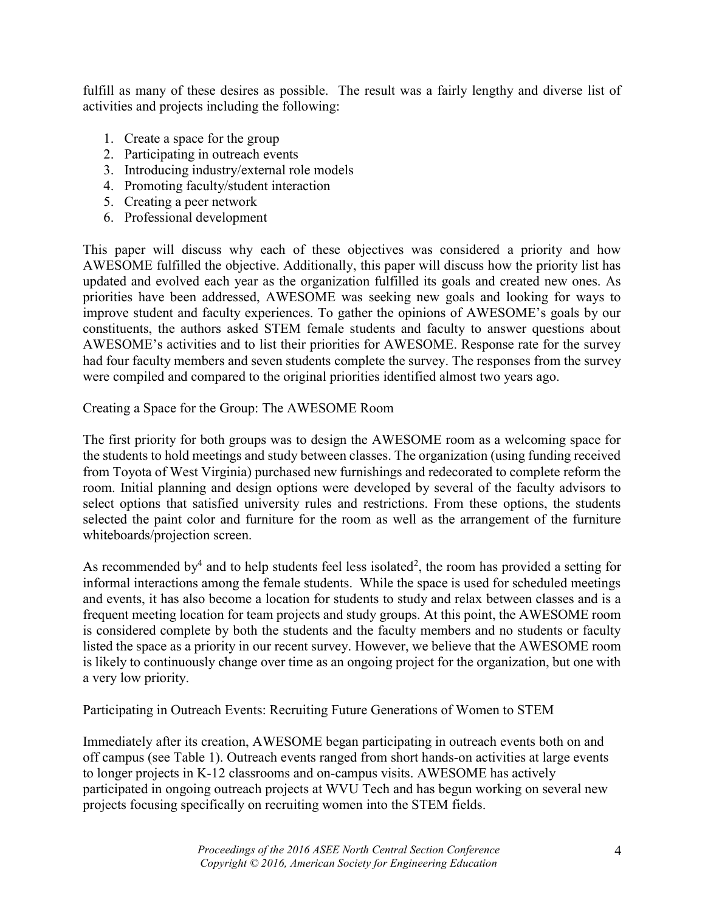fulfill as many of these desires as possible. The result was a fairly lengthy and diverse list of activities and projects including the following:

1. Create a space for the group
2. Participating in outreach events
3. Introducing industry/external role models
4. Promoting faculty/student interaction
5. Creating a peer network
6. Professional development

This paper will discuss why each of these objectives was considered a priority and how AWESOME fulfilled the objective. Additionally, this paper will discuss how the priority list has updated and evolved each year as the organization fulfilled its goals and created new ones. As priorities have been addressed, AWESOME was seeking new goals and looking for ways to improve student and faculty experiences. To gather the opinions of AWESOME's goals by our constituents, the authors asked STEM female students and faculty to answer questions about AWESOME's activities and to list their priorities for AWESOME. Response rate for the survey had four faculty members and seven students complete the survey. The responses from the survey were compiled and compared to the original priorities identified almost two years ago.

Creating a Space for the Group: The AWESOME Room

The first priority for both groups was to design the AWESOME room as a welcoming space for the students to hold meetings and study between classes. The organization (using funding received from Toyota of West Virginia) purchased new furnishings and redecorated to complete reform the room. Initial planning and design options were developed by several of the faculty advisors to select options that satisfied university rules and restrictions. From these options, the students selected the paint color and furniture for the room as well as the arrangement of the furniture whiteboards/projection screen.

As recommended by[4] and to help students feel less isolated[2], the room has provided a setting for informal interactions among the female students. While the space is used for scheduled meetings and events, it has also become a location for students to study and relax between classes and is a frequent meeting location for team projects and study groups. At this point, the AWESOME room is considered complete by both the students and the faculty members and no students or faculty listed the space as a priority in our recent survey. However, we believe that the AWESOME room is likely to continuously change over time as an ongoing project for the organization, but one with a very low priority.

Participating in Outreach Events: Recruiting Future Generations of Women to STEM

Immediately after its creation, AWESOME began participating in outreach events both on and off campus (see Table 1). Outreach events ranged from short hands-on activities at large events to longer projects in K-12 classrooms and on-campus visits. AWESOME has actively participated in ongoing outreach projects at WVU Tech and has begun working on several new projects focusing specifically on recruiting women into the STEM fields.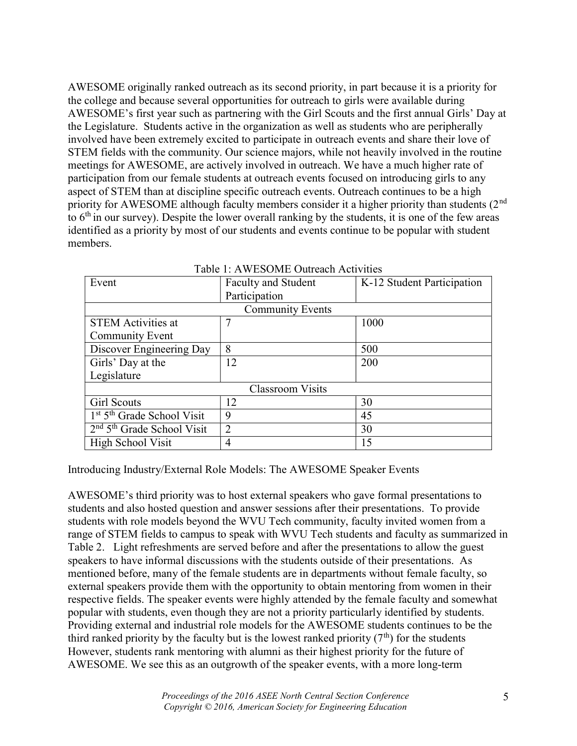AWESOME originally ranked outreach as its second priority, in part because it is a priority for the college and because several opportunities for outreach to girls were available during AWESOME's first year such as partnering with the Girl Scouts and the first annual Girls' Day at the Legislature. Students active in the organization as well as students who are peripherally involved have been extremely excited to participate in outreach events and share their love of STEM fields with the community. Our science majors, while not heavily involved in the routine meetings for AWESOME, are actively involved in outreach. We have a much higher rate of participation from our female students at outreach events focused on introducing girls to any aspect of STEM than at discipline specific outreach events. Outreach continues to be a high priority for AWESOME although faculty members consider it a higher priority than students (2nd to 6th in our survey). Despite the lower overall ranking by the students, it is one of the few areas identified as a priority by most of our students and events continue to be popular with student members.

Table 1: AWESOME Outreach Activities

| Event | Faculty and Student Participation | K-12 Student Participation |
|---|---|---|
| Community Events | | |
| STEM Activities at Community Event | 7 | 1000 |
| Discover Engineering Day | 8 | 500 |
| Girls' Day at the Legislature | 12 | 200 |
| Classroom Visits | | |
| Girl Scouts | 12 | 30 |
| 1st 5th Grade School Visit | 9 | 45 |
| 2nd 5th Grade School Visit | 2 | 30 |
| High School Visit | 4 | 15 |

Introducing Industry/External Role Models: The AWESOME Speaker Events

AWESOME's third priority was to host external speakers who gave formal presentations to students and also hosted question and answer sessions after their presentations. To provide students with role models beyond the WVU Tech community, faculty invited women from a range of STEM fields to campus to speak with WVU Tech students and faculty as summarized in Table 2. Light refreshments are served before and after the presentations to allow the guest speakers to have informal discussions with the students outside of their presentations. As mentioned before, many of the female students are in departments without female faculty, so external speakers provide them with the opportunity to obtain mentoring from women in their respective fields. The speaker events were highly attended by the female faculty and somewhat popular with students, even though they are not a priority particularly identified by students. Providing external and industrial role models for the AWESOME students continues to be the third ranked priority by the faculty but is the lowest ranked priority (7th) for the students However, students rank mentoring with alumni as their highest priority for the future of AWESOME. We see this as an outgrowth of the speaker events, with a more long-term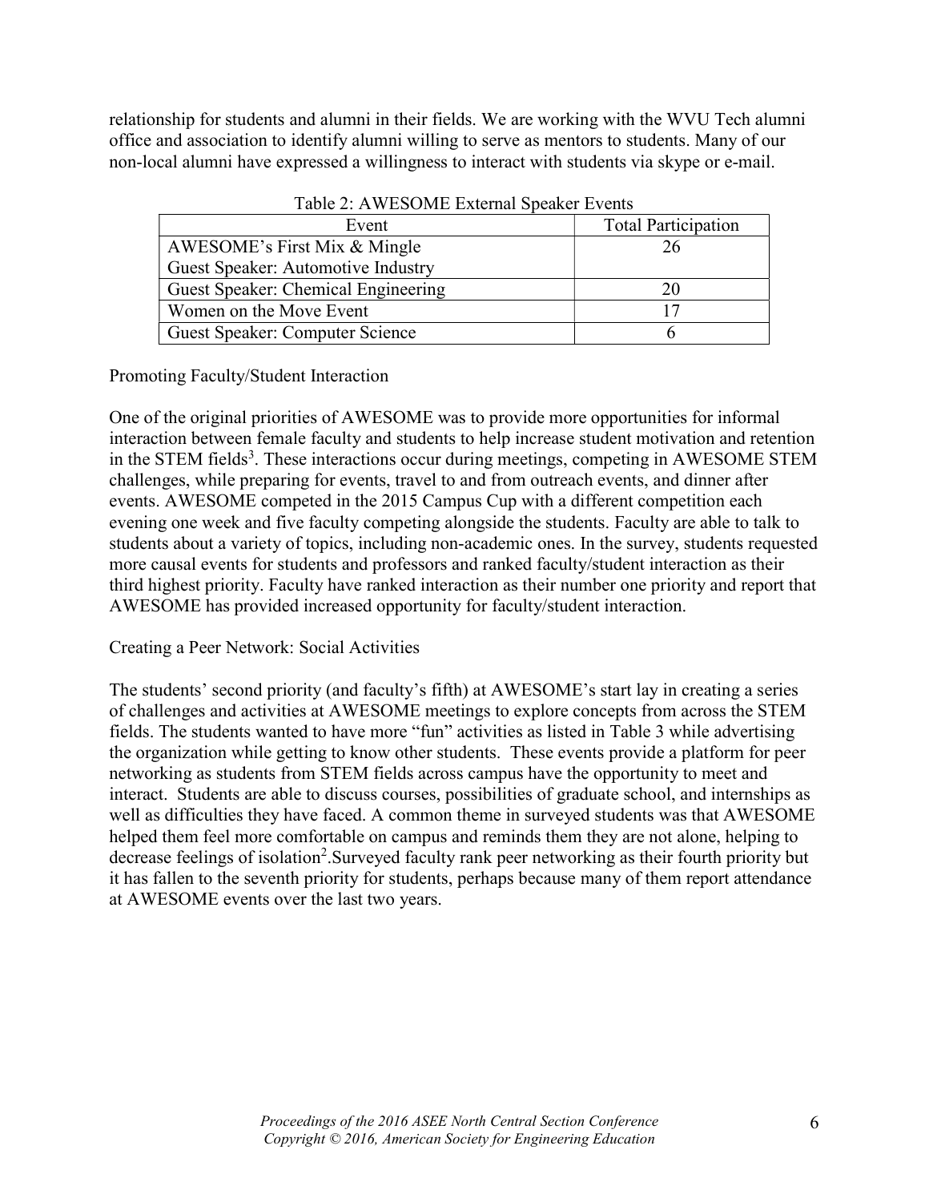relationship for students and alumni in their fields. We are working with the WVU Tech alumni office and association to identify alumni willing to serve as mentors to students. Many of our non-local alumni have expressed a willingness to interact with students via skype or e-mail.

Table 2: AWESOME External Speaker Events

| Event | Total Participation |
| --- | --- |
| AWESOME's First Mix & Mingle<br>Guest Speaker: Automotive Industry | 26 |
| Guest Speaker: Chemical Engineering | 20 |
| Women on the Move Event | 17 |
| Guest Speaker: Computer Science | 6 |

Promoting Faculty/Student Interaction

One of the original priorities of AWESOME was to provide more opportunities for informal interaction between female faculty and students to help increase student motivation and retention in the STEM fields[3]. These interactions occur during meetings, competing in AWESOME STEM challenges, while preparing for events, travel to and from outreach events, and dinner after events. AWESOME competed in the 2015 Campus Cup with a different competition each evening one week and five faculty competing alongside the students. Faculty are able to talk to students about a variety of topics, including non-academic ones. In the survey, students requested more causal events for students and professors and ranked faculty/student interaction as their third highest priority. Faculty have ranked interaction as their number one priority and report that AWESOME has provided increased opportunity for faculty/student interaction.

Creating a Peer Network: Social Activities

The students' second priority (and faculty's fifth) at AWESOME's start lay in creating a series of challenges and activities at AWESOME meetings to explore concepts from across the STEM fields. The students wanted to have more "fun" activities as listed in Table 3 while advertising the organization while getting to know other students. These events provide a platform for peer networking as students from STEM fields across campus have the opportunity to meet and interact. Students are able to discuss courses, possibilities of graduate school, and internships as well as difficulties they have faced. A common theme in surveyed students was that AWESOME helped them feel more comfortable on campus and reminds them they are not alone, helping to decrease feelings of isolation[2].Surveyed faculty rank peer networking as their fourth priority but it has fallen to the seventh priority for students, perhaps because many of them report attendance at AWESOME events over the last two years.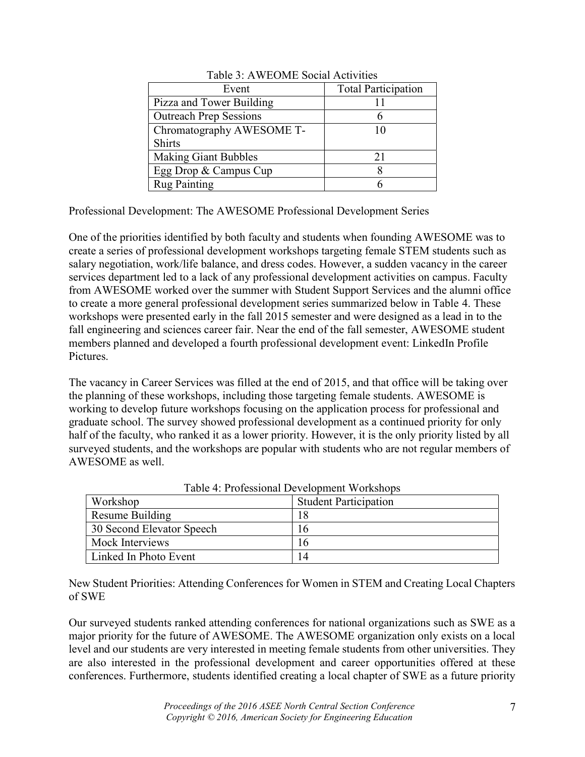Table 3: AWEOME Social Activities

| Event | Total Participation |
| --- | --- |
| Pizza and Tower Building | 11 |
| Outreach Prep Sessions | 6 |
| Chromatography AWESOME T-Shirts | 10 |
| Making Giant Bubbles | 21 |
| Egg Drop & Campus Cup | 8 |
| Rug Painting | 6 |

Professional Development: The AWESOME Professional Development Series

One of the priorities identified by both faculty and students when founding AWESOME was to create a series of professional development workshops targeting female STEM students such as salary negotiation, work/life balance, and dress codes. However, a sudden vacancy in the career services department led to a lack of any professional development activities on campus. Faculty from AWESOME worked over the summer with Student Support Services and the alumni office to create a more general professional development series summarized below in Table 4. These workshops were presented early in the fall 2015 semester and were designed as a lead in to the fall engineering and sciences career fair. Near the end of the fall semester, AWESOME student members planned and developed a fourth professional development event: LinkedIn Profile Pictures.

The vacancy in Career Services was filled at the end of 2015, and that office will be taking over the planning of these workshops, including those targeting female students. AWESOME is working to develop future workshops focusing on the application process for professional and graduate school. The survey showed professional development as a continued priority for only half of the faculty, who ranked it as a lower priority. However, it is the only priority listed by all surveyed students, and the workshops are popular with students who are not regular members of AWESOME as well.

Table 4: Professional Development Workshops

| Workshop | Student Participation |
| --- | --- |
| Resume Building | 18 |
| 30 Second Elevator Speech | 16 |
| Mock Interviews | 16 |
| Linked In Photo Event | 14 |

New Student Priorities: Attending Conferences for Women in STEM and Creating Local Chapters of SWE

Our surveyed students ranked attending conferences for national organizations such as SWE as a major priority for the future of AWESOME. The AWESOME organization only exists on a local level and our students are very interested in meeting female students from other universities. They are also interested in the professional development and career opportunities offered at these conferences. Furthermore, students identified creating a local chapter of SWE as a future priority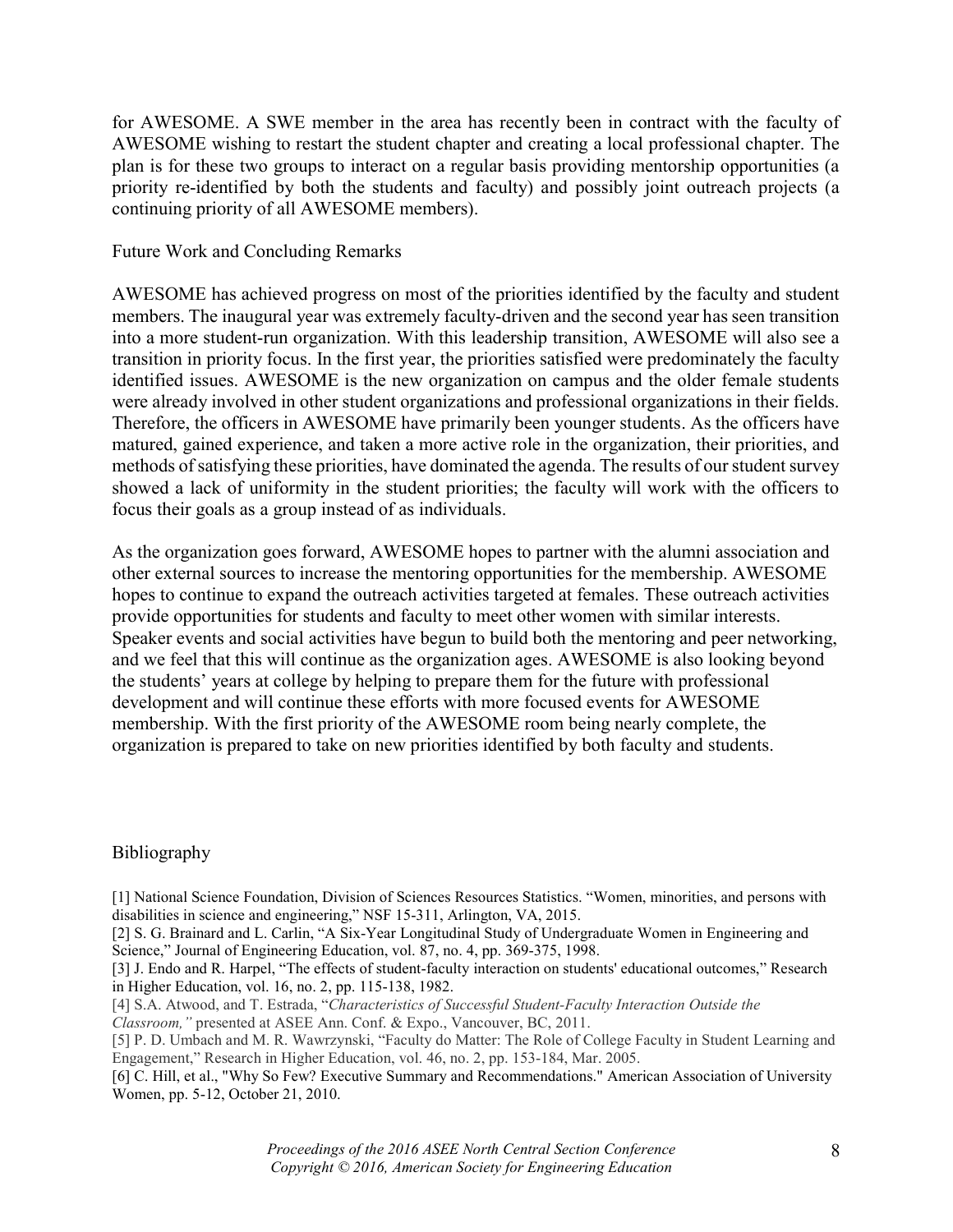for AWESOME. A SWE member in the area has recently been in contract with the faculty of AWESOME wishing to restart the student chapter and creating a local professional chapter. The plan is for these two groups to interact on a regular basis providing mentorship opportunities (a priority re-identified by both the students and faculty) and possibly joint outreach projects (a continuing priority of all AWESOME members).

## Future Work and Concluding Remarks

AWESOME has achieved progress on most of the priorities identified by the faculty and student members. The inaugural year was extremely faculty-driven and the second year has seen transition into a more student-run organization. With this leadership transition, AWESOME will also see a transition in priority focus. In the first year, the priorities satisfied were predominately the faculty identified issues. AWESOME is the new organization on campus and the older female students were already involved in other student organizations and professional organizations in their fields. Therefore, the officers in AWESOME have primarily been younger students. As the officers have matured, gained experience, and taken a more active role in the organization, their priorities, and methods of satisfying these priorities, have dominated the agenda. The results of our student survey showed a lack of uniformity in the student priorities; the faculty will work with the officers to focus their goals as a group instead of as individuals.

As the organization goes forward, AWESOME hopes to partner with the alumni association and other external sources to increase the mentoring opportunities for the membership. AWESOME hopes to continue to expand the outreach activities targeted at females. These outreach activities provide opportunities for students and faculty to meet other women with similar interests. Speaker events and social activities have begun to build both the mentoring and peer networking, and we feel that this will continue as the organization ages. AWESOME is also looking beyond the students' years at college by helping to prepare them for the future with professional development and will continue these efforts with more focused events for AWESOME membership. With the first priority of the AWESOME room being nearly complete, the organization is prepared to take on new priorities identified by both faculty and students.

## Bibliography

[1] National Science Foundation, Division of Sciences Resources Statistics. "Women, minorities, and persons with disabilities in science and engineering," NSF 15-311, Arlington, VA, 2015.

[2] S. G. Brainard and L. Carlin, "A Six-Year Longitudinal Study of Undergraduate Women in Engineering and Science," Journal of Engineering Education, vol. 87, no. 4, pp. 369-375, 1998.

[3] J. Endo and R. Harpel, "The effects of student-faculty interaction on students' educational outcomes," Research in Higher Education, vol. 16, no. 2, pp. 115-138, 1982.

[4] S.A. Atwood, and T. Estrada, "*Characteristics of Successful Student-Faculty Interaction Outside the Classroom,"* presented at ASEE Ann. Conf. & Expo., Vancouver, BC, 2011.

[5] P. D. Umbach and M. R. Wawrzynski, "Faculty do Matter: The Role of College Faculty in Student Learning and Engagement," Research in Higher Education, vol. 46, no. 2, pp. 153-184, Mar. 2005.

[6] C. Hill, et al., "Why So Few? Executive Summary and Recommendations." American Association of University Women, pp. 5-12, October 21, 2010.